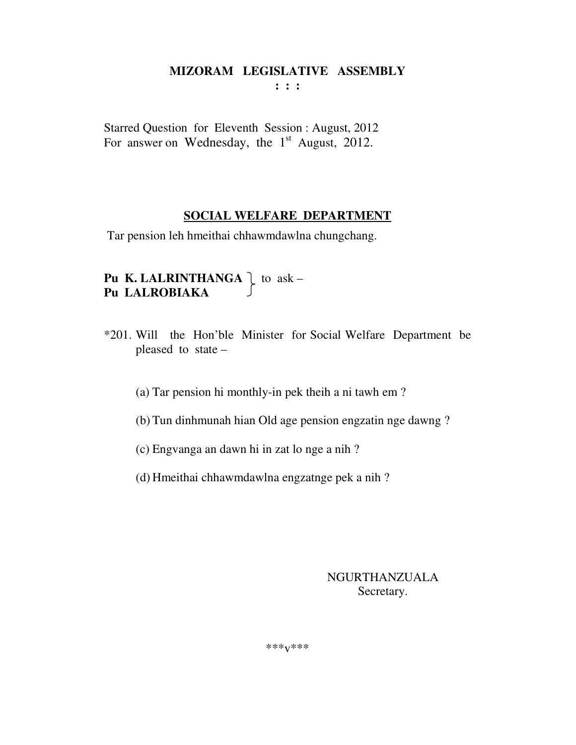# MIZORAM LEGISLATIVE ASSEMBLY

**: : :**

Starred Question for Eleventh Session : August, 2012
For answer on Wednesday, the 1st August, 2012.

## SOCIAL WELFARE DEPARTMENT

Tar pension leh hmeithai chhawmdawlna chungchang.

**Pu K. LALRINTHANGA**
**Pu LALROBIAKA** } to ask –

*201. Will the Hon'ble Minister for Social Welfare Department be pleased to state –

(a) Tar pension hi monthly-in pek theih a ni tawh em ?

(b) Tun dinhmunah hian Old age pension engzatin nge dawng ?

(c) Engvanga an dawn hi in zat lo nge a nih ?

(d) Hmeithai chhawmdawlna engzatnge pek a nih ?

NGURTHANZUALA
Secretary.

\*\*\*v\*\*\*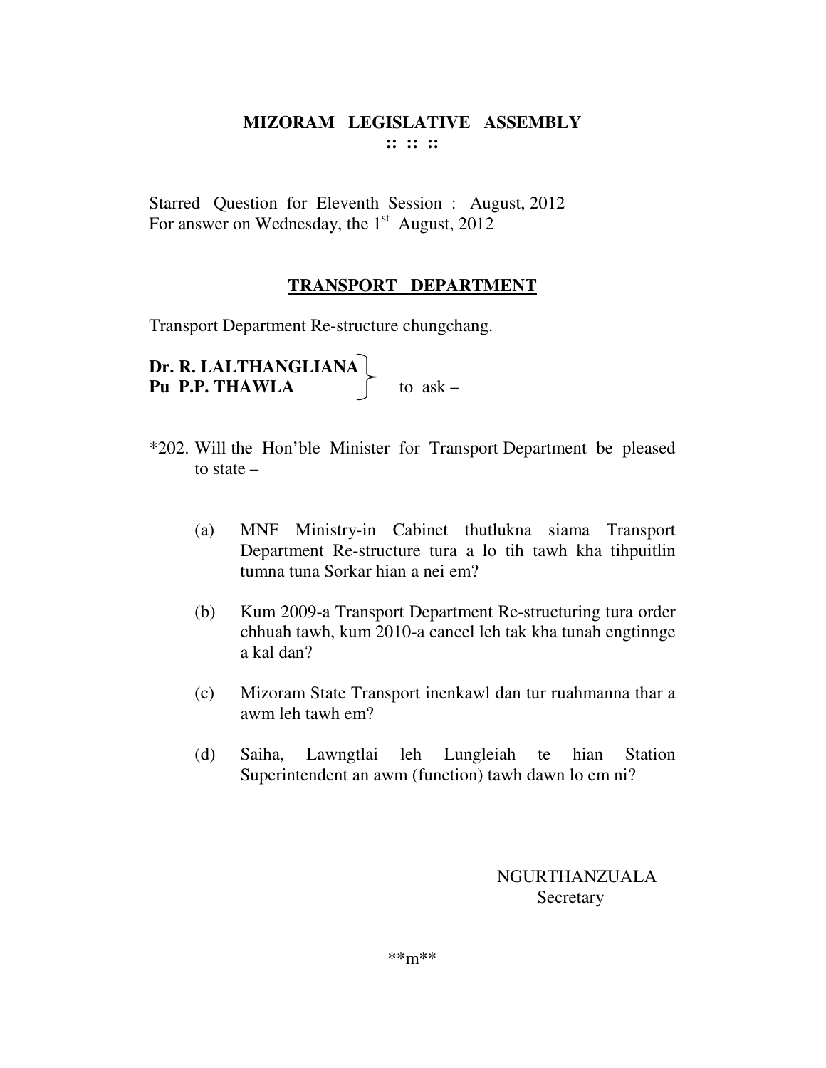# MIZORAM LEGISLATIVE ASSEMBLY

**:: :: ::**

Starred Question for Eleventh Session : August, 2012
For answer on Wednesday, the 1st August, 2012

## TRANSPORT DEPARTMENT

Transport Department Re-structure chungchang.

**Dr. R. LALTHANGLIANA**
**Pu P.P. THAWLA** } to ask –

*202. Will the Hon'ble Minister for Transport Department be pleased to state –

(a) MNF Ministry-in Cabinet thutlukna siama Transport Department Re-structure tura a lo tih tawh kha tihpuitlin tumna tuna Sorkar hian a nei em?

(b) Kum 2009-a Transport Department Re-structuring tura order chhuah tawh, kum 2010-a cancel leh tak kha tunah engtinnge a kal dan?

(c) Mizoram State Transport inenkawl dan tur ruahmanna thar a awm leh tawh em?

(d) Saiha, Lawngtlai leh Lungleiah te hian Station Superintendent an awm (function) tawh dawn lo em ni?

NGURTHANZUALA
Secretary

**m**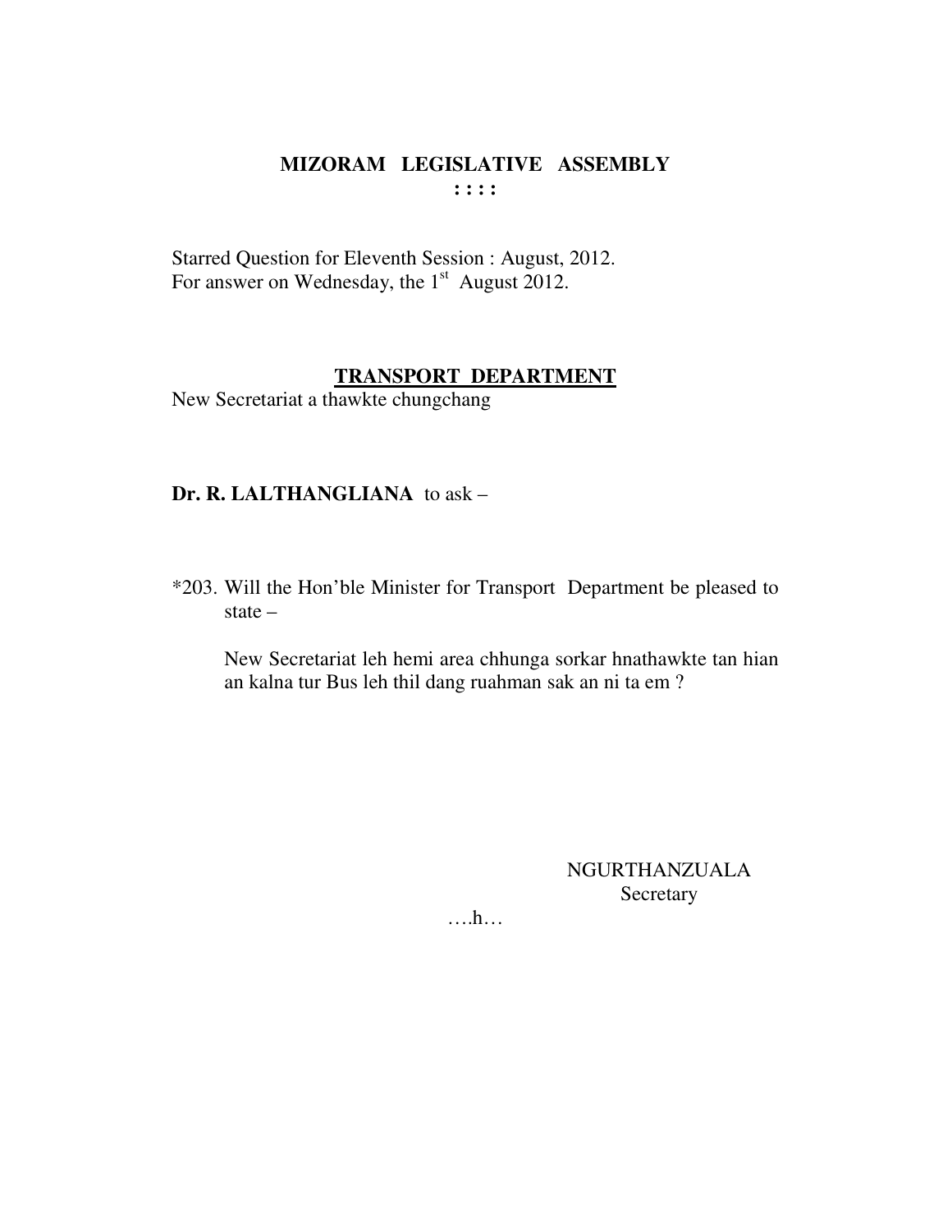# MIZORAM LEGISLATIVE ASSEMBLY

**: : : :**

Starred Question for Eleventh Session : August, 2012.
For answer on Wednesday, the 1st August 2012.

## TRANSPORT DEPARTMENT

New Secretariat a thawkte chungchang

**Dr. R. LALTHANGLIANA** to ask –

*203. Will the Hon'ble Minister for Transport Department be pleased to state –

New Secretariat leh hemi area chhunga sorkar hnathawkte tan hian an kalna tur Bus leh thil dang ruahman sak an ni ta em ?

NGURTHANZUALA
Secretary

….h…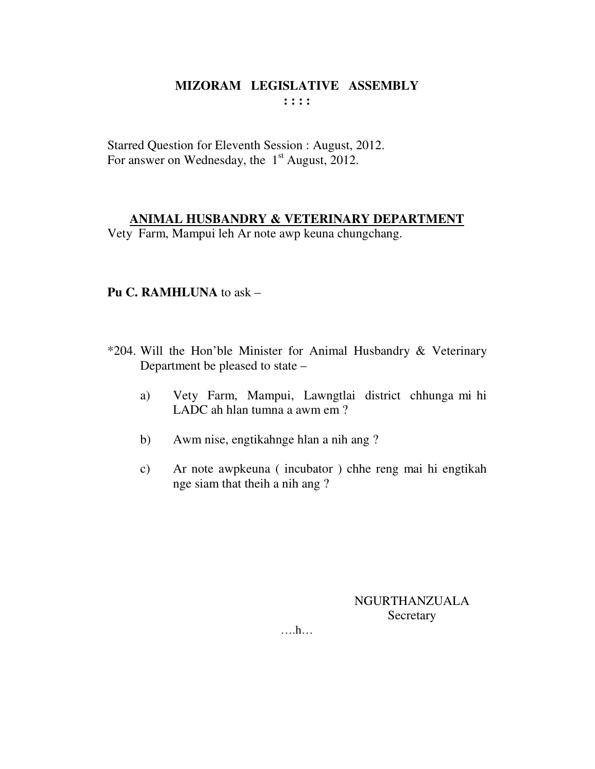# MIZORAM LEGISLATIVE ASSEMBLY

: : : :

Starred Question for Eleventh Session : August, 2012.
For answer on Wednesday, the 1st August, 2012.

## ANIMAL HUSBANDRY & VETERINARY DEPARTMENT

Vety Farm, Mampui leh Ar note awp keuna chungchang.

**Pu C. RAMHLUNA** to ask –

*204. Will the Hon'ble Minister for Animal Husbandry & Veterinary Department be pleased to state –

a) Vety Farm, Mampui, Lawngtlai district chhunga mi hi LADC ah hlan tumna a awm em ?

b) Awm nise, engtikahnge hlan a nih ang ?

c) Ar note awpkeuna ( incubator ) chhe reng mai hi engtikah nge siam that theih a nih ang ?

NGURTHANZUALA
Secretary

….h…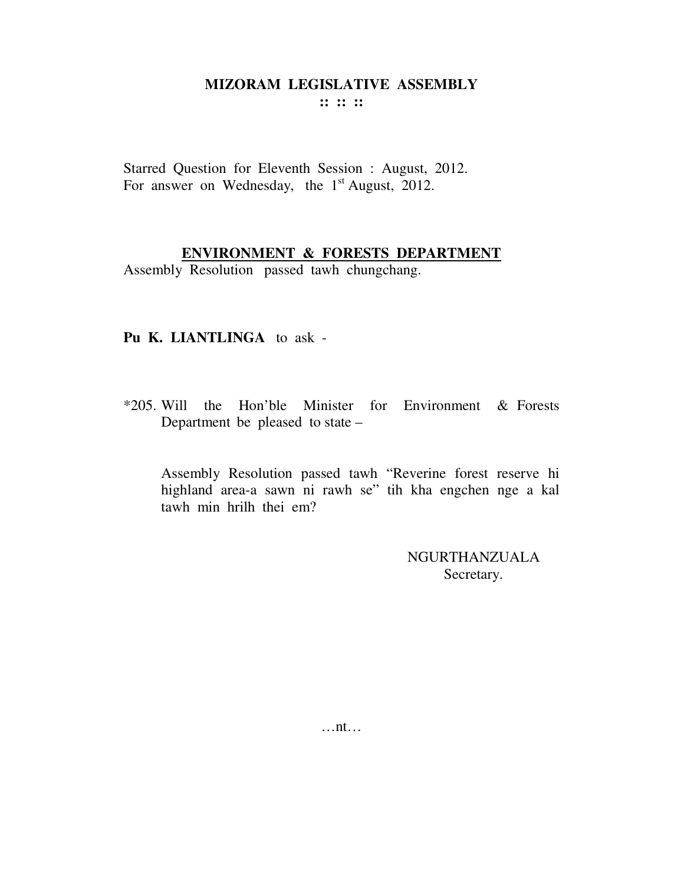# MIZORAM LEGISLATIVE ASSEMBLY

:: :: ::

Starred Question for Eleventh Session : August, 2012.
For answer on Wednesday, the 1st August, 2012.

## ENVIRONMENT & FORESTS DEPARTMENT

Assembly Resolution passed tawh chungchang.

**Pu K. LIANTLINGA** to ask -

*205. Will the Hon'ble Minister for Environment & Forests Department be pleased to state –

Assembly Resolution passed tawh "Reverine forest reserve hi highland area-a sawn ni rawh se" tih kha engchen nge a kal tawh min hrilh thei em?

NGURTHANZUALA
Secretary.

…nt…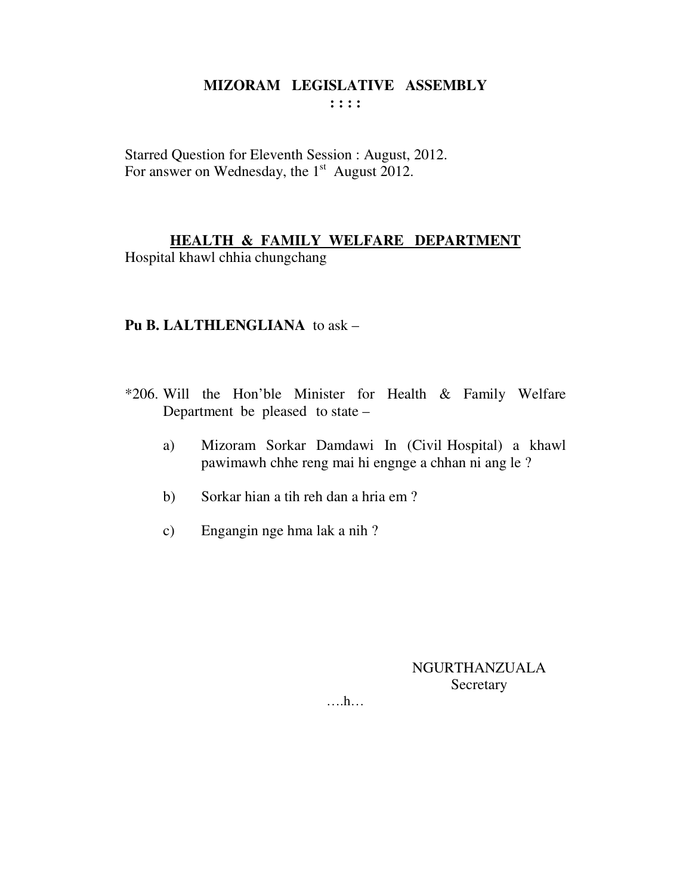# MIZORAM LEGISLATIVE ASSEMBLY

**: : : :**

Starred Question for Eleventh Session : August, 2012.
For answer on Wednesday, the 1st August 2012.

## HEALTH & FAMILY WELFARE DEPARTMENT

Hospital khawl chhia chungchang

**Pu B. LALTHLENGLIANA** to ask –

*206. Will the Hon'ble Minister for Health & Family Welfare Department be pleased to state –

a) Mizoram Sorkar Damdawi In (Civil Hospital) a khawl pawimawh chhe reng mai hi engnge a chhan ni ang le ?

b) Sorkar hian a tih reh dan a hria em ?

c) Engangin nge hma lak a nih ?

NGURTHANZUALA
Secretary

….h…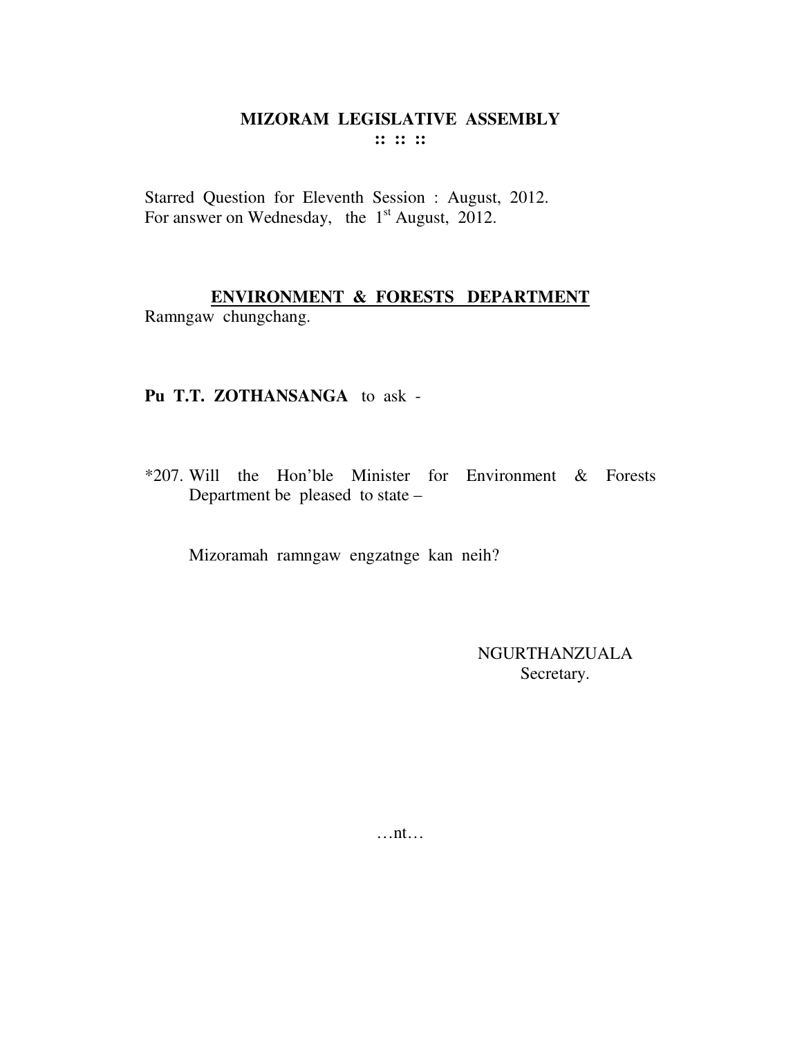# MIZORAM LEGISLATIVE ASSEMBLY
**:: :: ::**

Starred Question for Eleventh Session : August, 2012.
For answer on Wednesday, the 1st August, 2012.

## ENVIRONMENT & FORESTS DEPARTMENT

Ramngaw chungchang.

**Pu T.T. ZOTHANSANGA** to ask -

*207. Will the Hon'ble Minister for Environment & Forests Department be pleased to state –

Mizoramah ramngaw engzatnge kan neih?

NGURTHANZUALA
Secretary.

…nt…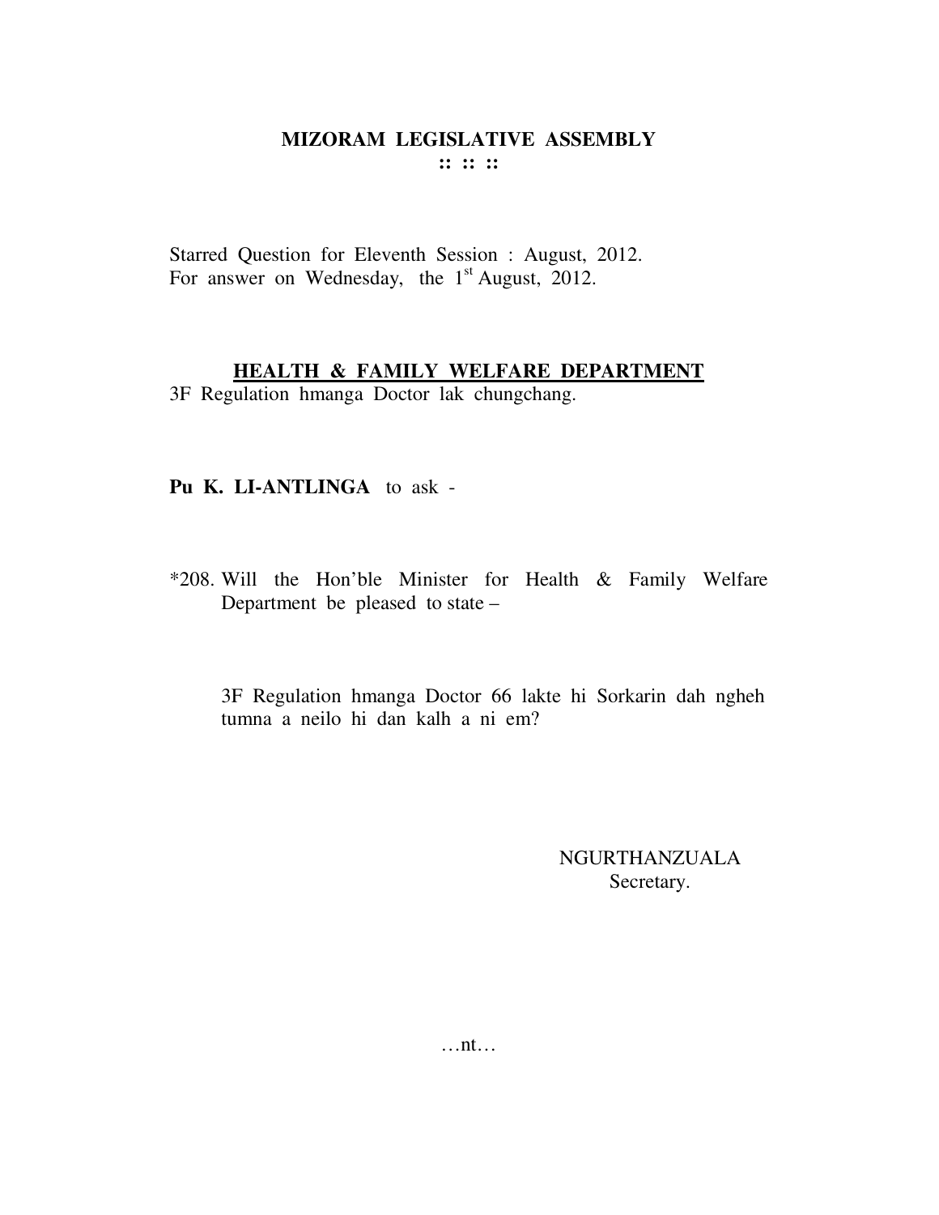# MIZORAM LEGISLATIVE ASSEMBLY

**:: :: ::**

Starred Question for Eleventh Session : August, 2012.
For answer on Wednesday, the 1st August, 2012.

## HEALTH & FAMILY WELFARE DEPARTMENT

3F Regulation hmanga Doctor lak chungchang.

**Pu K. LI-ANTLINGA** to ask -

*208. Will the Hon'ble Minister for Health & Family Welfare Department be pleased to state –

3F Regulation hmanga Doctor 66 lakte hi Sorkarin dah ngheh tumna a neilo hi dan kalh a ni em?

NGURTHANZUALA
Secretary.

…nt…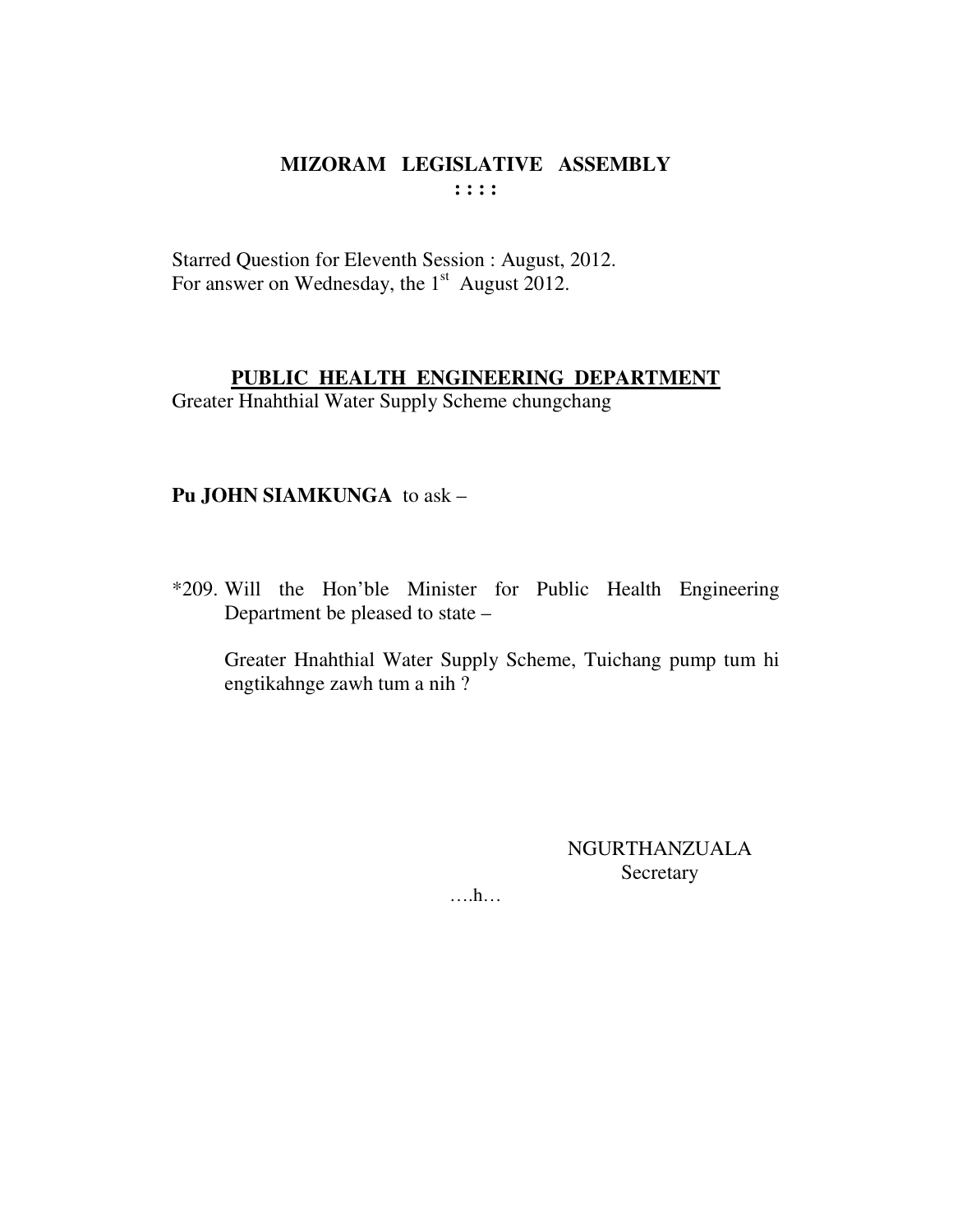# MIZORAM LEGISLATIVE ASSEMBLY

**: : : :**

Starred Question for Eleventh Session : August, 2012.
For answer on Wednesday, the 1st August 2012.

## PUBLIC HEALTH ENGINEERING DEPARTMENT

Greater Hnahthial Water Supply Scheme chungchang

**Pu JOHN SIAMKUNGA** to ask –

*209. Will the Hon'ble Minister for Public Health Engineering Department be pleased to state –

Greater Hnahthial Water Supply Scheme, Tuichang pump tum hi engtikahnge zawh tum a nih ?

NGURTHANZUALA
Secretary

….h…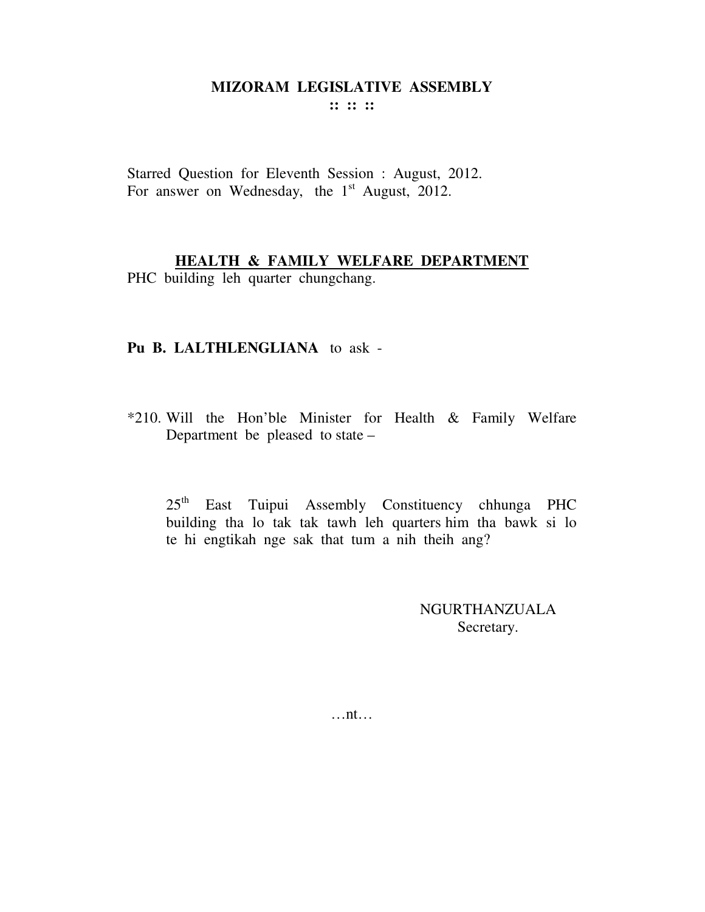# MIZORAM LEGISLATIVE ASSEMBLY

:: :: ::

Starred Question for Eleventh Session : August, 2012.
For answer on Wednesday, the 1st August, 2012.

## <u>HEALTH & FAMILY WELFARE DEPARTMENT</u>

PHC building leh quarter chungchang.

**Pu B. LALTHLENGLIANA** to ask -

*210. Will the Hon'ble Minister for Health & Family Welfare Department be pleased to state –

25th East Tuipui Assembly Constituency chhunga PHC building tha lo tak tak tawh leh quarters him tha bawk si lo te hi engtikah nge sak that tum a nih theih ang?

NGURTHANZUALA
Secretary.

…nt…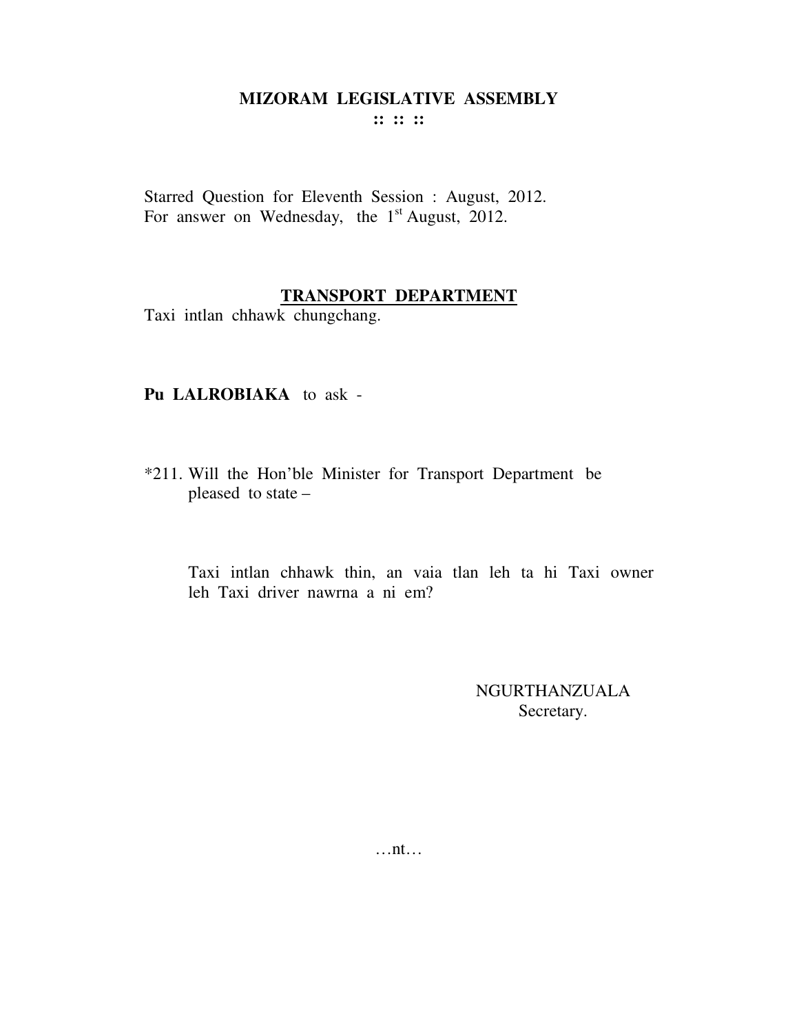# MIZORAM LEGISLATIVE ASSEMBLY

:: :: ::

Starred Question for Eleventh Session : August, 2012.
For answer on Wednesday, the 1st August, 2012.

## TRANSPORT DEPARTMENT

Taxi intlan chhawk chungchang.

**Pu LALROBIAKA** to ask -

*211. Will the Hon'ble Minister for Transport Department be pleased to state –

Taxi intlan chhawk thin, an vaia tlan leh ta hi Taxi owner leh Taxi driver nawrna a ni em?

NGURTHANZUALA
Secretary.

…nt…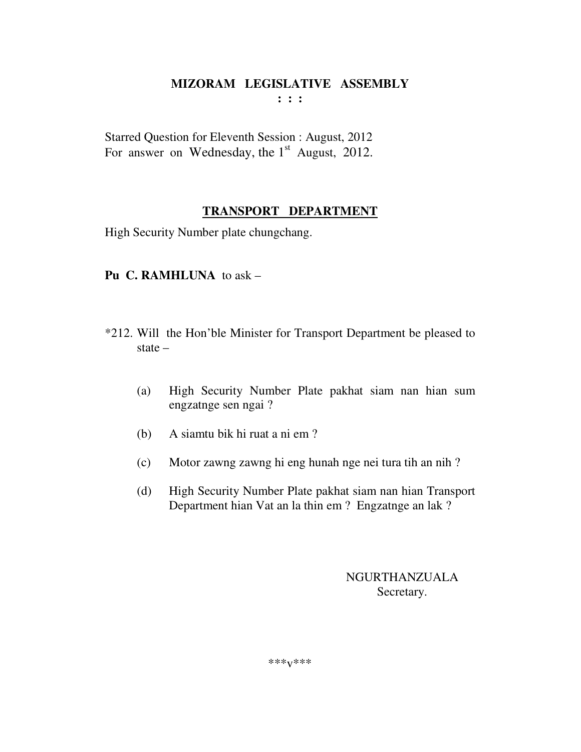# MIZORAM LEGISLATIVE ASSEMBLY

**: : :**

Starred Question for Eleventh Session : August, 2012
For answer on Wednesday, the 1st August, 2012.

## TRANSPORT DEPARTMENT

High Security Number plate chungchang.

**Pu C. RAMHLUNA** to ask –

*212. Will the Hon'ble Minister for Transport Department be pleased to state –

(a) High Security Number Plate pakhat siam nan hian sum engzatnge sen ngai ?

(b) A siamtu bik hi ruat a ni em ?

(c) Motor zawng zawng hi eng hunah nge nei tura tih an nih ?

(d) High Security Number Plate pakhat siam nan hian Transport Department hian Vat an la thin em ? Engzatnge an lak ?

NGURTHANZUALA
Secretary.

***v***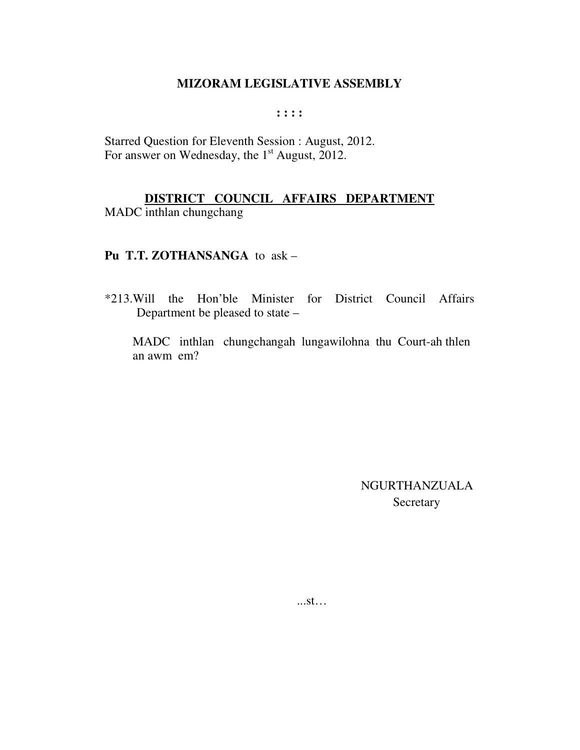**MIZORAM LEGISLATIVE ASSEMBLY**

**: : : :**

Starred Question for Eleventh Session : August, 2012.
For answer on Wednesday, the 1st August, 2012.

**DISTRICT COUNCIL AFFAIRS DEPARTMENT**

MADC inthlan chungchang

**Pu T.T. ZOTHANSANGA** to ask –

*213.Will the Hon'ble Minister for District Council Affairs Department be pleased to state –

MADC inthlan chungchangah lungawilohna thu Court-ah thlen an awm em?

NGURTHANZUALA
Secretary

...st…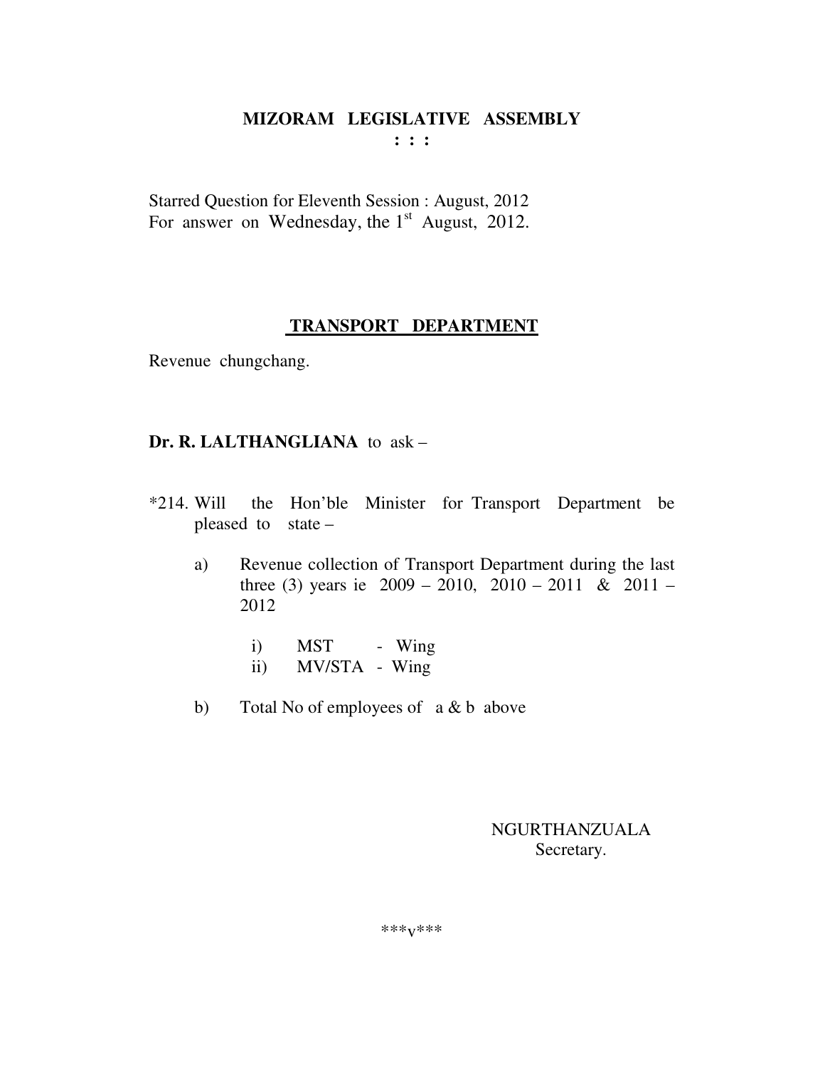**MIZORAM LEGISLATIVE ASSEMBLY**
**: : :**

Starred Question for Eleventh Session : August, 2012
For answer on Wednesday, the 1st August, 2012.

**TRANSPORT DEPARTMENT**

Revenue chungchang.

**Dr. R. LALTHANGLIANA** to ask –

*214. Will the Hon'ble Minister for Transport Department be pleased to state –

a) Revenue collection of Transport Department during the last three (3) years ie 2009 – 2010, 2010 – 2011 & 2011 – 2012

   i) MST - Wing
   ii) MV/STA - Wing

b) Total No of employees of a & b above

NGURTHANZUALA
Secretary.

***v***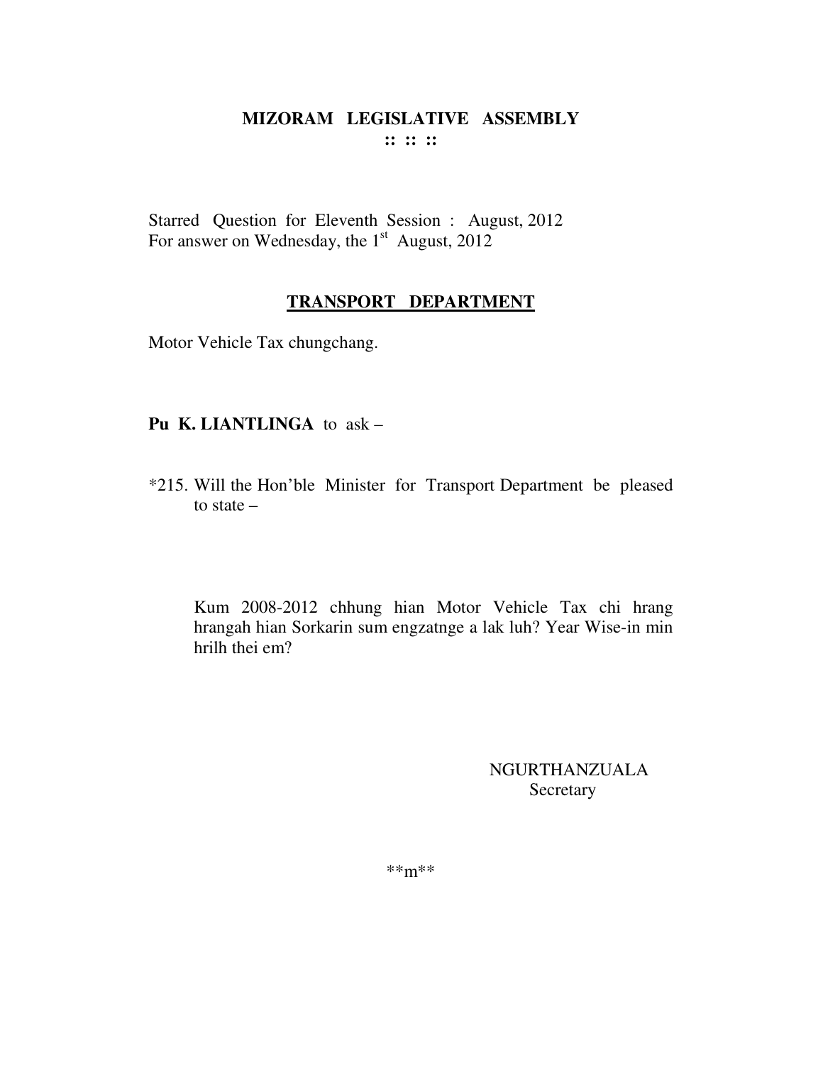# MIZORAM LEGISLATIVE ASSEMBLY

**:: :: ::**

Starred Question for Eleventh Session : August, 2012
For answer on Wednesday, the 1st August, 2012

## TRANSPORT DEPARTMENT

Motor Vehicle Tax chungchang.

**Pu K. LIANTLINGA** to ask –

*215. Will the Hon'ble Minister for Transport Department be pleased to state –

Kum 2008-2012 chhung hian Motor Vehicle Tax chi hrang hrangah hian Sorkarin sum engzatnge a lak luh? Year Wise-in min hrilh thei em?

NGURTHANZUALA
Secretary

**m**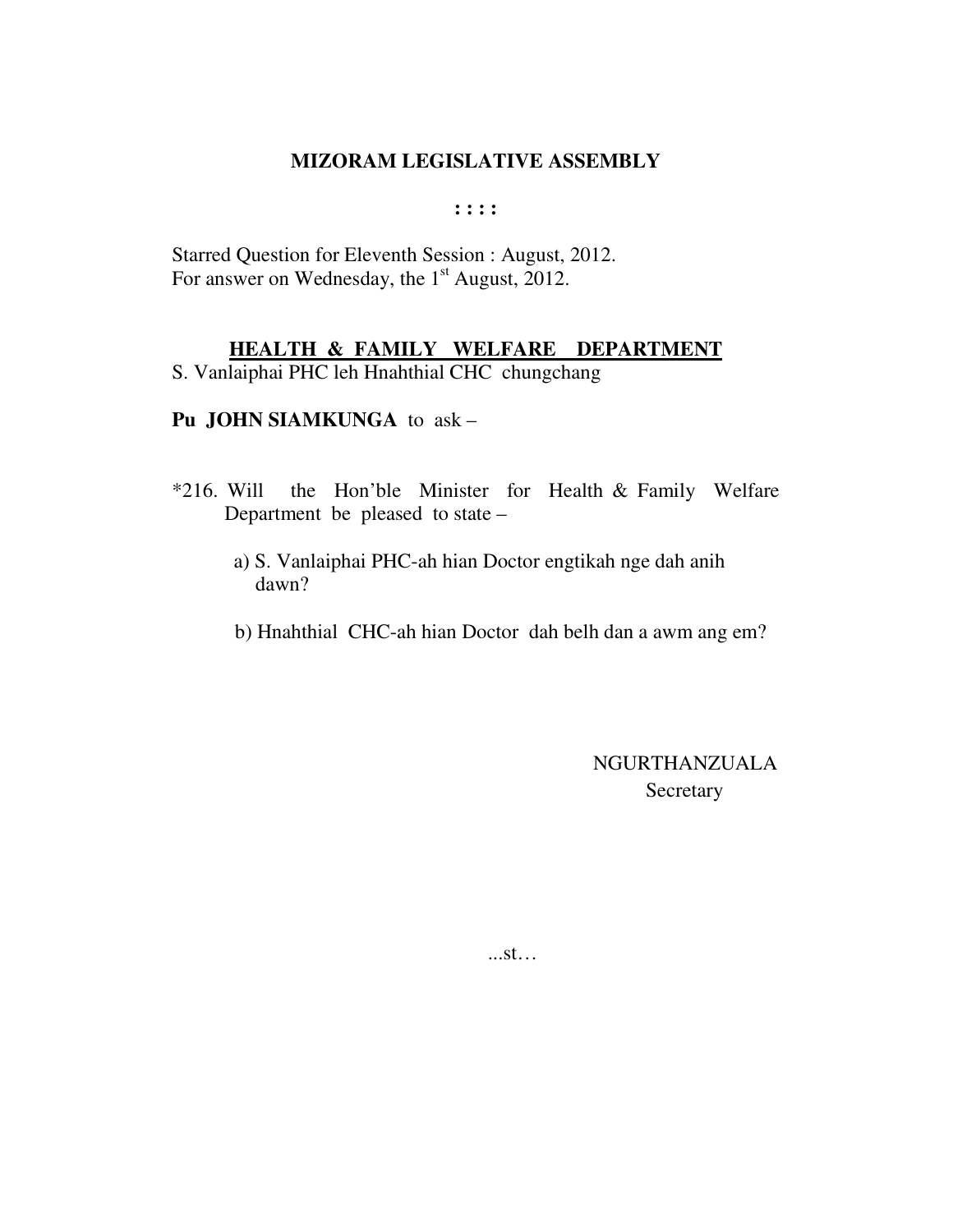# MIZORAM LEGISLATIVE ASSEMBLY

**: : : :**

Starred Question for Eleventh Session : August, 2012.
For answer on Wednesday, the 1st August, 2012.

## HEALTH & FAMILY WELFARE DEPARTMENT

S. Vanlaiphai PHC leh Hnahthial CHC chungchang

**Pu JOHN SIAMKUNGA** to ask –

*216. Will the Hon'ble Minister for Health & Family Welfare Department be pleased to state –

a) S. Vanlaiphai PHC-ah hian Doctor engtikah nge dah anih dawn?

b) Hnahthial CHC-ah hian Doctor dah belh dan a awm ang em?

NGURTHANZUALA
Secretary

...st…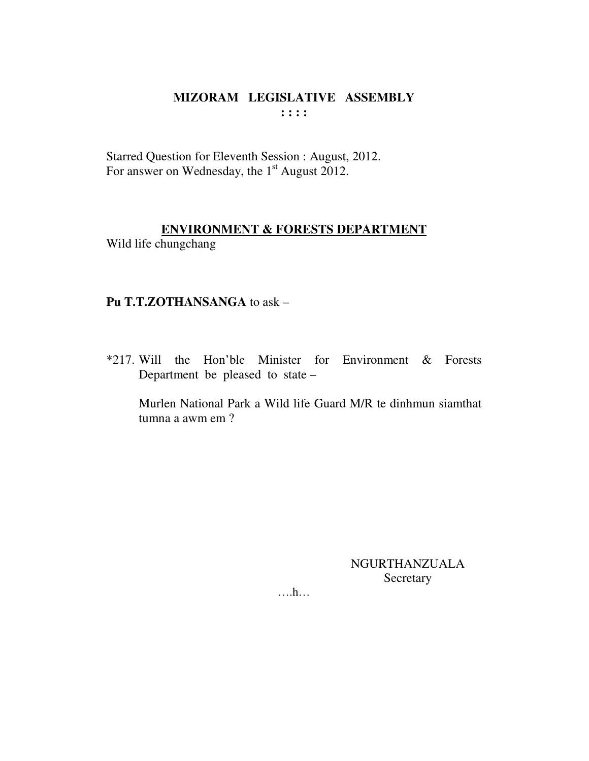# MIZORAM LEGISLATIVE ASSEMBLY

**: : : :**

Starred Question for Eleventh Session : August, 2012.
For answer on Wednesday, the 1st August 2012.

**ENVIRONMENT & FORESTS DEPARTMENT**

Wild life chungchang

**Pu T.T.ZOTHANSANGA** to ask –

*217. Will the Hon'ble Minister for Environment & Forests Department be pleased to state –

Murlen National Park a Wild life Guard M/R te dinhmun siamthat tumna a awm em ?

NGURTHANZUALA
Secretary

….h…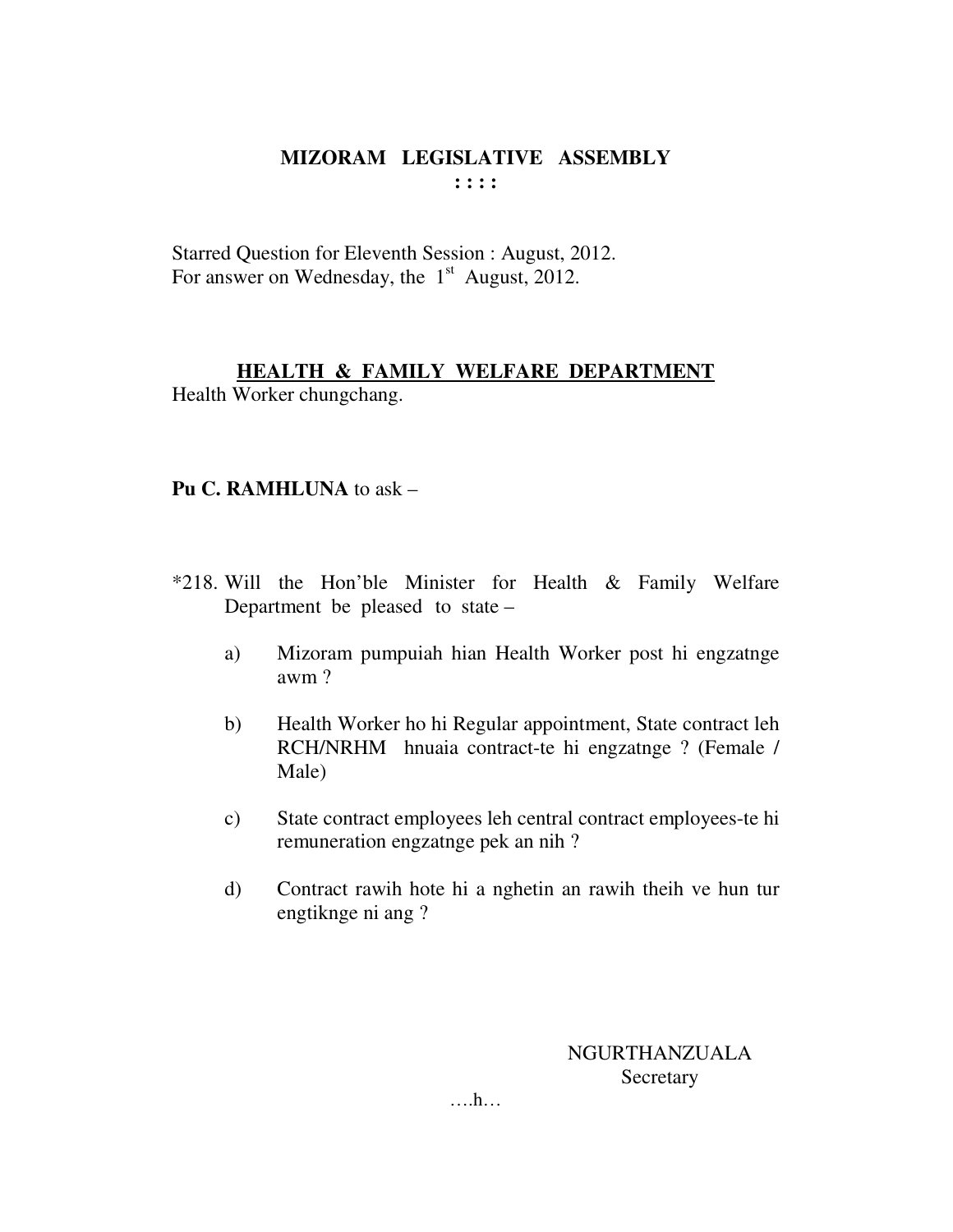# MIZORAM LEGISLATIVE ASSEMBLY

**: : : :**

Starred Question for Eleventh Session : August, 2012.
For answer on Wednesday, the 1st August, 2012.

## HEALTH & FAMILY WELFARE DEPARTMENT

Health Worker chungchang.

**Pu C. RAMHLUNA** to ask –

*218. Will the Hon'ble Minister for Health & Family Welfare Department be pleased to state –

a) Mizoram pumpuiah hian Health Worker post hi engzatnge awm ?

b) Health Worker ho hi Regular appointment, State contract leh RCH/NRHM hnuaia contract-te hi engzatnge ? (Female / Male)

c) State contract employees leh central contract employees-te hi remuneration engzatnge pek an nih ?

d) Contract rawih hote hi a nghetin an rawih theih ve hun tur engtiknge ni ang ?

NGURTHANZUALA
Secretary

….h…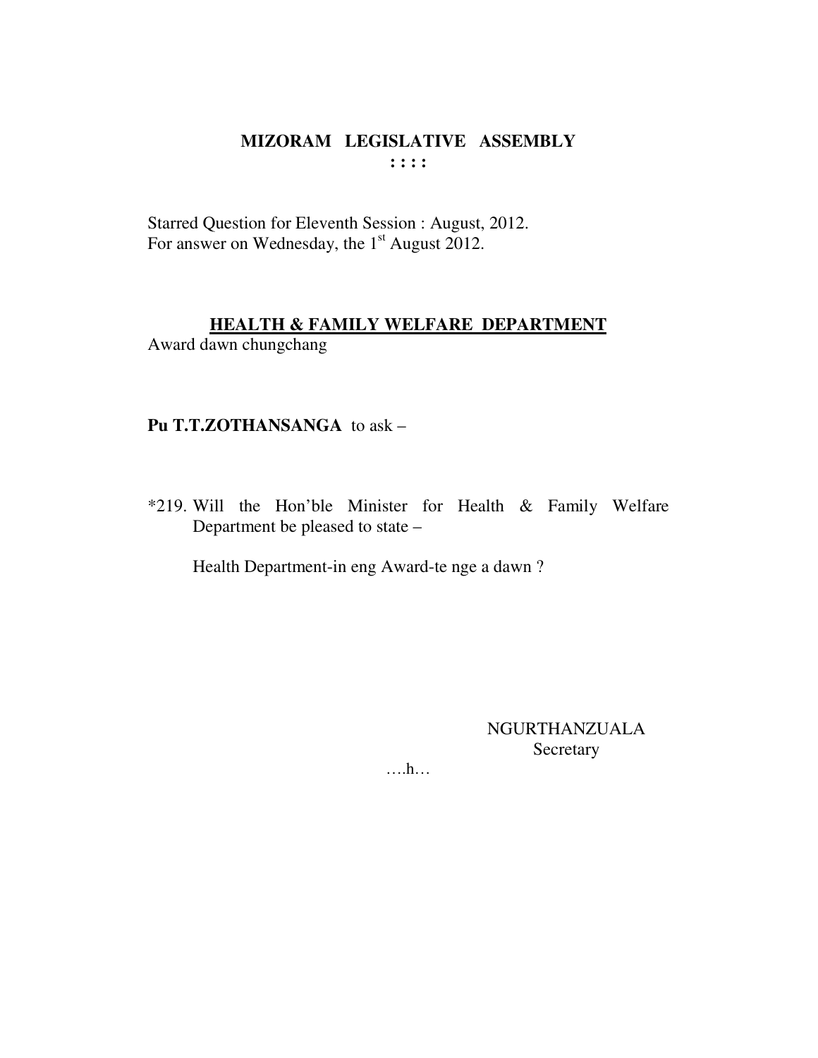# MIZORAM LEGISLATIVE ASSEMBLY

**: : : :**

Starred Question for Eleventh Session : August, 2012.
For answer on Wednesday, the 1st August 2012.

## HEALTH & FAMILY WELFARE DEPARTMENT

Award dawn chungchang

**Pu T.T.ZOTHANSANGA** to ask –

*219. Will the Hon'ble Minister for Health & Family Welfare Department be pleased to state –

Health Department-in eng Award-te nge a dawn ?

NGURTHANZUALA
Secretary

….h…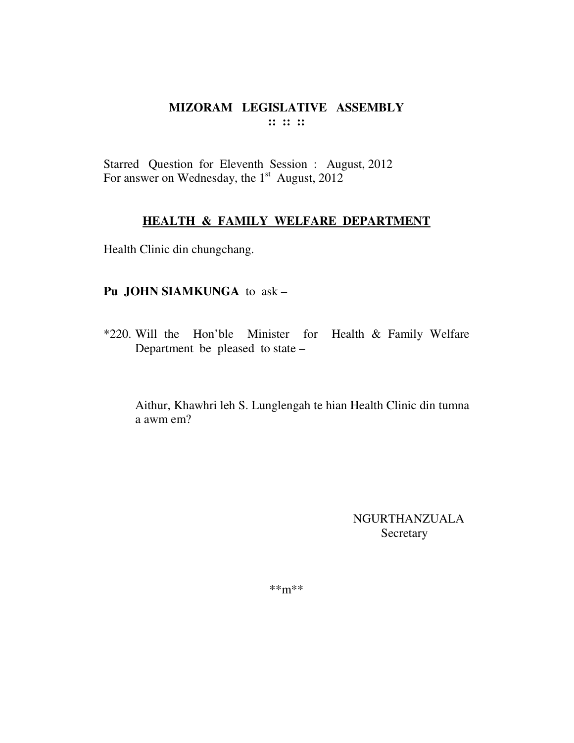# MIZORAM LEGISLATIVE ASSEMBLY

**:: :: ::**

Starred Question for Eleventh Session : August, 2012
For answer on Wednesday, the 1st August, 2012

## HEALTH & FAMILY WELFARE DEPARTMENT

Health Clinic din chungchang.

**Pu JOHN SIAMKUNGA** to ask –

*220. Will the Hon'ble Minister for Health & Family Welfare Department be pleased to state –

Aithur, Khawhri leh S. Lunglengah te hian Health Clinic din tumna a awm em?

NGURTHANZUALA
Secretary

**m**